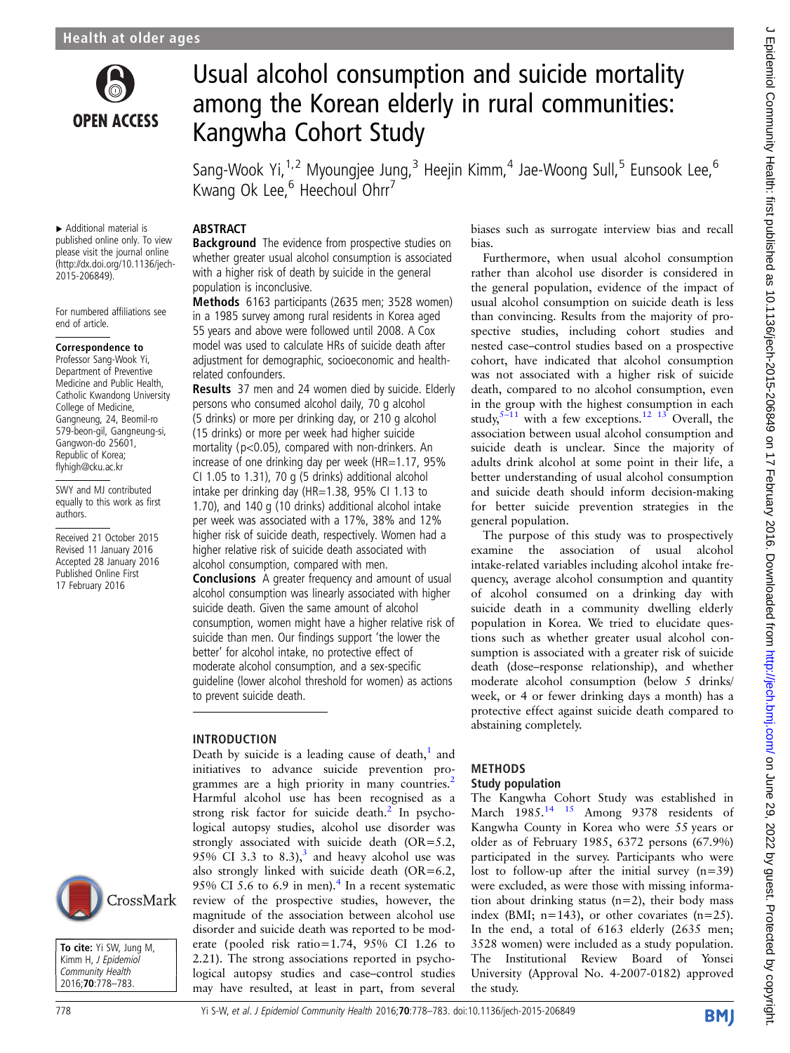# Usual alcohol consumption and suicide mortality among the Korean elderly in rural communities: Kangwha Cohort Study

Sang-Wook Yi,[1,2] Myoungjee Jung,[3] Heejin Kimm,[4] Jae-Woong Sull,[5] Eunsook Lee,[6] Kwang Ok Lee,[6] Heechoul Ohrr[7]

▸ Additional material is published online only. To view please visit the journal online (http://dx.doi.org/10.1136/jech-2015-206849).

For numbered affiliations see end of article.

**Correspondence to**
Professor Sang-Wook Yi, Department of Preventive Medicine and Public Health, Catholic Kwandong University College of Medicine, Gangneung, 24, Beomil-ro 579-beon-gil, Gangneung-si, Gangwon-do 25601, Republic of Korea; flyhigh@cku.ac.kr

SWY and MJ contributed equally to this work as first authors.

Received 21 October 2015
Revised 11 January 2016
Accepted 28 January 2016
Published Online First 17 February 2016

**To cite:** Yi SW, Jung M, Kimm H, *J Epidemiol Community Health* 2016;**70**:778–783.

## ABSTRACT

**Background** The evidence from prospective studies on whether greater usual alcohol consumption is associated with a higher risk of death by suicide in the general population is inconclusive.

**Methods** 6163 participants (2635 men; 3528 women) in a 1985 survey among rural residents in Korea aged 55 years and above were followed until 2008. A Cox model was used to calculate HRs of suicide death after adjustment for demographic, socioeconomic and health-related confounders.

**Results** 37 men and 24 women died by suicide. Elderly persons who consumed alcohol daily, 70 g alcohol (5 drinks) or more per drinking day, or 210 g alcohol (15 drinks) or more per week had higher suicide mortality ($p<0.05$), compared with non-drinkers. An increase of one drinking day per week (HR=1.17, 95% CI 1.05 to 1.31), 70 g (5 drinks) additional alcohol intake per drinking day (HR=1.38, 95% CI 1.13 to 1.70), and 140 g (10 drinks) additional alcohol intake per week was associated with a 17%, 38% and 12% higher risk of suicide death, respectively. Women had a higher relative risk of suicide death associated with alcohol consumption, compared with men.

**Conclusions** A greater frequency and amount of usual alcohol consumption was linearly associated with higher suicide death. Given the same amount of alcohol consumption, women might have a higher relative risk of suicide than men. Our findings support 'the lower the better' for alcohol intake, no protective effect of moderate alcohol consumption, and a sex-specific guideline (lower alcohol threshold for women) as actions to prevent suicide death.

## INTRODUCTION

Death by suicide is a leading cause of death,[1] and initiatives to advance suicide prevention programmes are a high priority in many countries.[2] Harmful alcohol use has been recognised as a strong risk factor for suicide death.[2] In psychological autopsy studies, alcohol use disorder was strongly associated with suicide death (OR=5.2, 95% CI 3.3 to 8.3),[3] and heavy alcohol use was also strongly linked with suicide death (OR=6.2, 95% CI 5.6 to 6.9 in men).[4] In a recent systematic review of the prospective studies, however, the magnitude of the association between alcohol use disorder and suicide death was reported to be moderate (pooled risk ratio=1.74, 95% CI 1.26 to 2.21). The strong associations reported in psychological autopsy studies and case–control studies may have resulted, at least in part, from several biases such as surrogate interview bias and recall bias.

Furthermore, when usual alcohol consumption rather than alcohol use disorder is considered in the general population, evidence of the impact of usual alcohol consumption on suicide death is less than convincing. Results from the majority of prospective studies, including cohort studies and nested case–control studies based on a prospective cohort, have indicated that alcohol consumption was not associated with a higher risk of suicide death, compared to no alcohol consumption, even in the group with the highest consumption in each study,[5–11] with a few exceptions.[12 13] Overall, the association between usual alcohol consumption and suicide death is unclear. Since the majority of adults drink alcohol at some point in their life, a better understanding of usual alcohol consumption and suicide death should inform decision-making for better suicide prevention strategies in the general population.

The purpose of this study was to prospectively examine the association of usual alcohol intake-related variables including alcohol intake frequency, average alcohol consumption and quantity of alcohol consumed on a drinking day with suicide death in a community dwelling elderly population in Korea. We tried to elucidate questions such as whether greater usual alcohol consumption is associated with a greater risk of suicide death (dose–response relationship), and whether moderate alcohol consumption (below 5 drinks/week, or 4 or fewer drinking days a month) has a protective effect against suicide death compared to abstaining completely.

## METHODS

### Study population

The Kangwha Cohort Study was established in March 1985.[14 15] Among 9378 residents of Kangwha County in Korea who were 55 years or older as of February 1985, 6372 persons (67.9%) participated in the survey. Participants who were lost to follow-up after the initial survey (n=39) were excluded, as were those with missing information about drinking status (n=2), their body mass index (BMI; n=143), or other covariates (n=25). In the end, a total of 6163 elderly (2635 men; 3528 women) were included as a study population. The Institutional Review Board of Yonsei University (Approval No. 4-2007-0182) approved the study.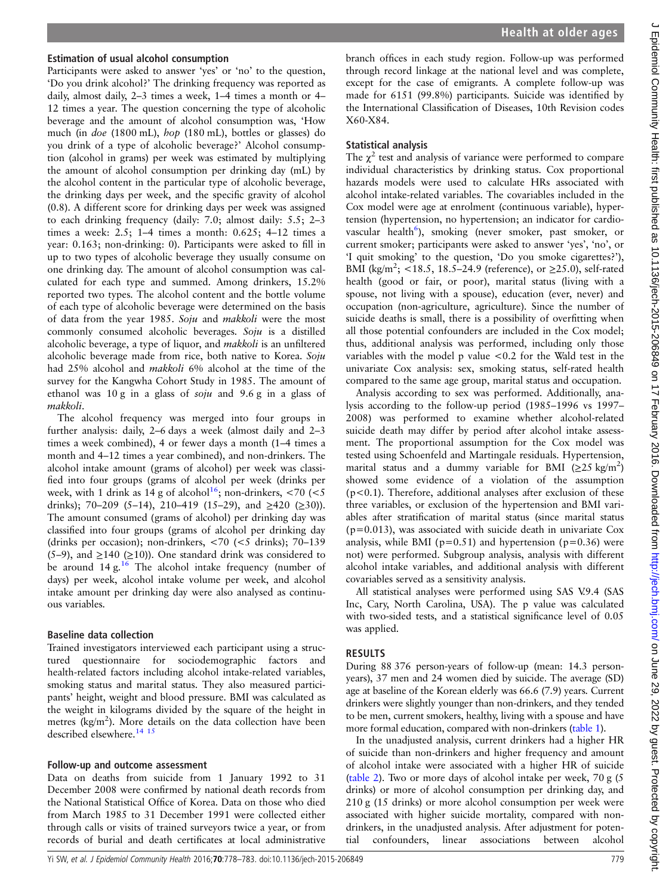### Estimation of usual alcohol consumption

Participants were asked to answer 'yes' or 'no' to the question, 'Do you drink alcohol?' The drinking frequency was reported as daily, almost daily, 2–3 times a week, 1–4 times a month or 4–12 times a year. The question concerning the type of alcoholic beverage and the amount of alcohol consumption was, 'How much (in *doe* (1800 mL), *hop* (180 mL), bottles or glasses) do you drink of a type of alcoholic beverage?' Alcohol consumption (alcohol in grams) per week was estimated by multiplying the amount of alcohol consumption per drinking day (mL) by the alcohol content in the particular type of alcoholic beverage, the drinking days per week, and the specific gravity of alcohol (0.8). A different score for drinking days per week was assigned to each drinking frequency (daily: 7.0; almost daily: 5.5; 2–3 times a week: 2.5; 1–4 times a month: 0.625; 4–12 times a year: 0.163; non-drinking: 0). Participants were asked to fill in up to two types of alcoholic beverage they usually consume on one drinking day. The amount of alcohol consumption was calculated for each type and summed. Among drinkers, 15.2% reported two types. The alcohol content and the bottle volume of each type of alcoholic beverage were determined on the basis of data from the year 1985. *Soju* and *makkoli* were the most commonly consumed alcoholic beverages. *Soju* is a distilled alcoholic beverage, a type of liquor, and *makkoli* is an unfiltered alcoholic beverage made from rice, both native to Korea. *Soju* had 25% alcohol and *makkoli* 6% alcohol at the time of the survey for the Kangwha Cohort Study in 1985. The amount of ethanol was 10 g in a glass of *soju* and 9.6 g in a glass of *makkoli*.

The alcohol frequency was merged into four groups in further analysis: daily, 2–6 days a week (almost daily and 2–3 times a week combined), 4 or fewer days a month (1–4 times a month and 4–12 times a year combined), and non-drinkers. The alcohol intake amount (grams of alcohol) per week was classified into four groups (grams of alcohol per week (drinks per week, with 1 drink as 14 g of alcohol[16]; non-drinkers, <70 (<5 drinks); 70–209 (5–14), 210–419 (15–29), and ≥420 (≥30)). The amount consumed (grams of alcohol) per drinking day was classified into four groups (grams of alcohol per drinking day (drinks per occasion); non-drinkers, <70 (<5 drinks); 70–139 (5–9), and ≥140 (≥10)). One standard drink was considered to be around 14 g.[16] The alcohol intake frequency (number of days) per week, alcohol intake volume per week, and alcohol intake amount per drinking day were also analysed as continuous variables.

### Baseline data collection

Trained investigators interviewed each participant using a structured questionnaire for sociodemographic factors and health-related factors including alcohol intake-related variables, smoking status and marital status. They also measured participants' height, weight and blood pressure. BMI was calculated as the weight in kilograms divided by the square of the height in metres (kg/m$^2$). More details on the data collection have been described elsewhere.[14 15]

### Follow-up and outcome assessment

Data on deaths from suicide from 1 January 1992 to 31 December 2008 were confirmed by national death records from the National Statistical Office of Korea. Data on those who died from March 1985 to 31 December 1991 were collected either through calls or visits of trained surveyors twice a year, or from records of burial and death certificates at local administrative branch offices in each study region. Follow-up was performed through record linkage at the national level and was complete, except for the case of emigrants. A complete follow-up was made for 6151 (99.8%) participants. Suicide was identified by the International Classification of Diseases, 10th Revision codes X60-X84.

### Statistical analysis

The $\chi^2$ test and analysis of variance were performed to compare individual characteristics by drinking status. Cox proportional hazards models were used to calculate HRs associated with alcohol intake-related variables. The covariables included in the Cox model were age at enrolment (continuous variable), hypertension (hypertension, no hypertension; an indicator for cardiovascular health[6]), smoking (never smoker, past smoker, or current smoker; participants were asked to answer 'yes', 'no', or 'I quit smoking' to the question, 'Do you smoke cigarettes?'), BMI (kg/m$^2$; <18.5, 18.5–24.9 (reference), or ≥25.0), self-rated health (good or fair, or poor), marital status (living with a spouse, not living with a spouse), education (ever, never) and occupation (non-agriculture, agriculture). Since the number of suicide deaths is small, there is a possibility of overfitting when all those potential confounders are included in the Cox model; thus, additional analysis was performed, including only those variables with the model p value <0.2 for the Wald test in the univariate Cox analysis: sex, smoking status, self-rated health compared to the same age group, marital status and occupation.

Analysis according to sex was performed. Additionally, analysis according to the follow-up period (1985–1996 vs 1997–2008) was performed to examine whether alcohol-related suicide death may differ by period after alcohol intake assessment. The proportional assumption for the Cox model was tested using Schoenfeld and Martingale residuals. Hypertension, marital status and a dummy variable for BMI (≥25 kg/m$^2$) showed some evidence of a violation of the assumption (p<0.1). Therefore, additional analyses after exclusion of these three variables, or exclusion of the hypertension and BMI variables after stratification of marital status (since marital status (p=0.013), was associated with suicide death in univariate Cox analysis, while BMI (p=0.51) and hypertension (p=0.36) were not) were performed. Subgroup analysis, analysis with different alcohol intake variables, and additional analysis with different covariables served as a sensitivity analysis.

All statistical analyses were performed using SAS V.9.4 (SAS Inc, Cary, North Carolina, USA). The p value was calculated with two-sided tests, and a statistical significance level of 0.05 was applied.

## RESULTS

During 88 376 person-years of follow-up (mean: 14.3 person-years), 37 men and 24 women died by suicide. The average (SD) age at baseline of the Korean elderly was 66.6 (7.9) years. Current drinkers were slightly younger than non-drinkers, and they tended to be men, current smokers, healthy, living with a spouse and have more formal education, compared with non-drinkers (table 1).

In the unadjusted analysis, current drinkers had a higher HR of suicide than non-drinkers and higher frequency and amount of alcohol intake were associated with a higher HR of suicide (table 2). Two or more days of alcohol intake per week, 70 g (5 drinks) or more of alcohol consumption per drinking day, and 210 g (15 drinks) or more alcohol consumption per week were associated with higher suicide mortality, compared with non-drinkers, in the unadjusted analysis. After adjustment for potential confounders, linear associations between alcohol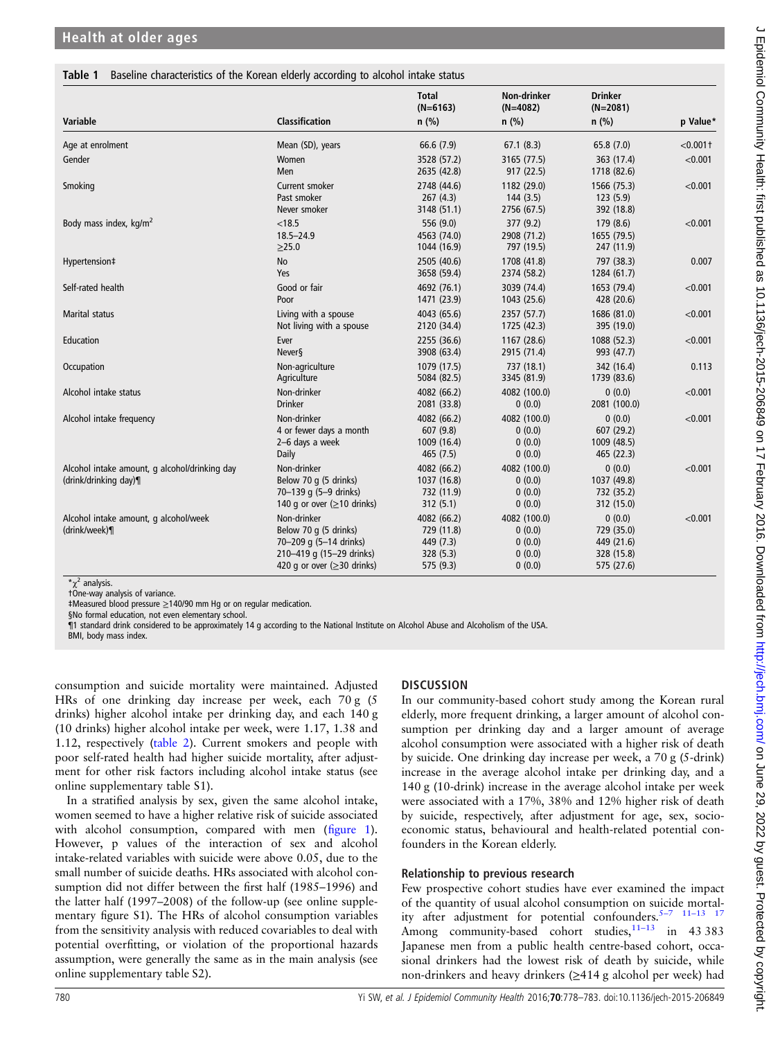**Table 1** Baseline characteristics of the Korean elderly according to alcohol intake status

| Variable | Classification | Total (N=6163) n (%) | Non-drinker (N=4082) n (%) | Drinker (N=2081) n (%) | p Value* |
|---|---|---|---|---|---|
| Age at enrolment | Mean (SD), years | 66.6 (7.9) | 67.1 (8.3) | 65.8 (7.0) | <0.001† |
| Gender | Women | 3528 (57.2) | 3165 (77.5) | 363 (17.4) | <0.001 |
| | Men | 2635 (42.8) | 917 (22.5) | 1718 (82.6) | |
| Smoking | Current smoker | 2748 (44.6) | 1182 (29.0) | 1566 (75.3) | <0.001 |
| | Past smoker | 267 (4.3) | 144 (3.5) | 123 (5.9) | |
| | Never smoker | 3148 (51.1) | 2756 (67.5) | 392 (18.8) | |
| Body mass index, kg/m$^2$ | <18.5 | 556 (9.0) | 377 (9.2) | 179 (8.6) | <0.001 |
| | 18.5–24.9 | 4563 (74.0) | 2908 (71.2) | 1655 (79.5) | |
| | ≥25.0 | 1044 (16.9) | 797 (19.5) | 247 (11.9) | |
| Hypertension‡ | No | 2505 (40.6) | 1708 (41.8) | 797 (38.3) | 0.007 |
| | Yes | 3658 (59.4) | 2374 (58.2) | 1284 (61.7) | |
| Self-rated health | Good or fair | 4692 (76.1) | 3039 (74.4) | 1653 (79.4) | <0.001 |
| | Poor | 1471 (23.9) | 1043 (25.6) | 428 (20.6) | |
| Marital status | Living with a spouse | 4043 (65.6) | 2357 (57.7) | 1686 (81.0) | <0.001 |
| | Not living with a spouse | 2120 (34.4) | 1725 (42.3) | 395 (19.0) | |
| Education | Ever | 2255 (36.6) | 1167 (28.6) | 1088 (52.3) | <0.001 |
| | Never§ | 3908 (63.4) | 2915 (71.4) | 993 (47.7) | |
| Occupation | Non-agriculture | 1079 (17.5) | 737 (18.1) | 342 (16.4) | 0.113 |
| | Agriculture | 5084 (82.5) | 3345 (81.9) | 1739 (83.6) | |
| Alcohol intake status | Non-drinker | 4082 (66.2) | 4082 (100.0) | 0 (0.0) | <0.001 |
| | Drinker | 2081 (33.8) | 0 (0.0) | 2081 (100.0) | |
| Alcohol intake frequency | Non-drinker | 4082 (66.2) | 4082 (100.0) | 0 (0.0) | <0.001 |
| | 4 or fewer days a month | 607 (9.8) | 0 (0.0) | 607 (29.2) | |
| | 2–6 days a week | 1009 (16.4) | 0 (0.0) | 1009 (48.5) | |
| | Daily | 465 (7.5) | 0 (0.0) | 465 (22.3) | |
| Alcohol intake amount, g alcohol/drinking day (drink/drinking day)¶ | Non-drinker | 4082 (66.2) | 4082 (100.0) | 0 (0.0) | <0.001 |
| | Below 70 g (5 drinks) | 1037 (16.8) | 0 (0.0) | 1037 (49.8) | |
| | 70–139 g (5–9 drinks) | 732 (11.9) | 0 (0.0) | 732 (35.2) | |
| | 140 g or over (≥10 drinks) | 312 (5.1) | 0 (0.0) | 312 (15.0) | |
| Alcohol intake amount, g alcohol/week (drink/week)¶ | Non-drinker | 4082 (66.2) | 4082 (100.0) | 0 (0.0) | <0.001 |
| | Below 70 g (5 drinks) | 729 (11.8) | 0 (0.0) | 729 (35.0) | |
| | 70–209 g (5–14 drinks) | 449 (7.3) | 0 (0.0) | 449 (21.6) | |
| | 210–419 g (15–29 drinks) | 328 (5.3) | 0 (0.0) | 328 (15.8) | |
| | 420 g or over (≥30 drinks) | 575 (9.3) | 0 (0.0) | 575 (27.6) | |

*$\chi^2$ analysis.
†One-way analysis of variance.
‡Measured blood pressure ≥140/90 mm Hg or on regular medication.
§No formal education, not even elementary school.
¶1 standard drink considered to be approximately 14 g according to the National Institute on Alcohol Abuse and Alcoholism of the USA.
BMI, body mass index.

consumption and suicide mortality were maintained. Adjusted HRs of one drinking day increase per week, each 70 g (5 drinks) higher alcohol intake per drinking day, and each 140 g (10 drinks) higher alcohol intake per week, were 1.17, 1.38 and 1.12, respectively (table 2). Current smokers and people with poor self-rated health had higher suicide mortality, after adjustment for other risk factors including alcohol intake status (see online supplementary table S1).

In a stratified analysis by sex, given the same alcohol intake, women seemed to have a higher relative risk of suicide associated with alcohol consumption, compared with men (figure 1). However, p values of the interaction of sex and alcohol intake-related variables with suicide were above 0.05, due to the small number of suicide deaths. HRs associated with alcohol consumption did not differ between the first half (1985–1996) and the latter half (1997–2008) of the follow-up (see online supplementary figure S1). The HRs of alcohol consumption variables from the sensitivity analysis with reduced covariables to deal with potential overfitting, or violation of the proportional hazards assumption, were generally the same as in the main analysis (see online supplementary table S2).

## DISCUSSION

In our community-based cohort study among the Korean rural elderly, more frequent drinking, a larger amount of alcohol consumption per drinking day and a larger amount of average alcohol consumption were associated with a higher risk of death by suicide. One drinking day increase per week, a 70 g (5-drink) increase in the average alcohol intake per drinking day, and a 140 g (10-drink) increase in the average alcohol intake per week were associated with a 17%, 38% and 12% higher risk of death by suicide, respectively, after adjustment for age, sex, socioeconomic status, behavioural and health-related potential confounders in the Korean elderly.

### Relationship to previous research

Few prospective cohort studies have ever examined the impact of the quantity of usual alcohol consumption on suicide mortality after adjustment for potential confounders.[5–7 11–13 17] Among community-based cohort studies,[11–13] in 43 383 Japanese men from a public health centre-based cohort, occasional drinkers had the lowest risk of death by suicide, while non-drinkers and heavy drinkers (≥414 g alcohol per week) had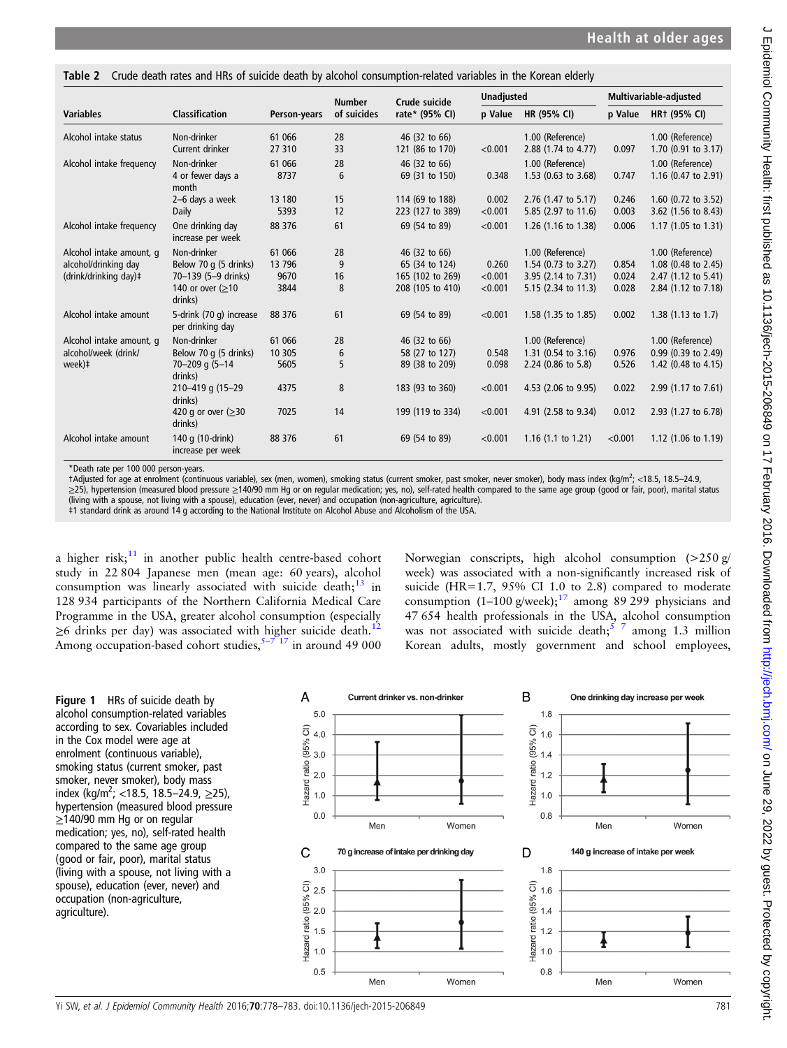**Table 2** Crude death rates and HRs of suicide death by alcohol consumption-related variables in the Korean elderly

| Variables | Classification | Person-years | Number of suicides | Crude suicide rate* (95% CI) | Unadjusted | | Multivariable-adjusted | |
|---|---|---|---|---|---|---|---|---|
| | | | | | p Value | HR (95% CI) | p Value | HR† (95% CI) |
| Alcohol intake status | Non-drinker | 61 066 | 28 | 46 (32 to 66) | | 1.00 (Reference) | | 1.00 (Reference) |
| | Current drinker | 27 310 | 33 | 121 (86 to 170) | <0.001 | 2.88 (1.74 to 4.77) | 0.097 | 1.70 (0.91 to 3.17) |
| Alcohol intake frequency | Non-drinker | 61 066 | 28 | 46 (32 to 66) | | 1.00 (Reference) | | 1.00 (Reference) |
| | 4 or fewer days a month | 8737 | 6 | 69 (31 to 150) | 0.348 | 1.53 (0.63 to 3.68) | 0.747 | 1.16 (0.47 to 2.91) |
| | 2–6 days a week | 13 180 | 15 | 114 (69 to 188) | 0.002 | 2.76 (1.47 to 5.17) | 0.246 | 1.60 (0.72 to 3.52) |
| | Daily | 5393 | 12 | 223 (127 to 389) | <0.001 | 5.85 (2.97 to 11.6) | 0.003 | 3.62 (1.56 to 8.43) |
| Alcohol intake frequency | One drinking day increase per week | 88 376 | 61 | 69 (54 to 89) | <0.001 | 1.26 (1.16 to 1.38) | 0.006 | 1.17 (1.05 to 1.31) |
| Alcohol intake amount, g alcohol/drinking day (drink/drinking day)‡ | Non-drinker | 61 066 | 28 | 46 (32 to 66) | | 1.00 (Reference) | | 1.00 (Reference) |
| | Below 70 g (5 drinks) | 13 796 | 9 | 65 (34 to 124) | 0.260 | 1.54 (0.73 to 3.27) | 0.854 | 1.08 (0.48 to 2.45) |
| | 70–139 (5–9 drinks) | 9670 | 16 | 165 (102 to 269) | <0.001 | 3.95 (2.14 to 7.31) | 0.024 | 2.47 (1.12 to 5.41) |
| | 140 or over (≥10 drinks) | 3844 | 8 | 208 (105 to 410) | <0.001 | 5.15 (2.34 to 11.3) | 0.028 | 2.84 (1.12 to 7.18) |
| Alcohol intake amount | 5-drink (70 g) increase per drinking day | 88 376 | 61 | 69 (54 to 89) | <0.001 | 1.58 (1.35 to 1.85) | 0.002 | 1.38 (1.13 to 1.7) |
| Alcohol intake amount, g alcohol/week (drink/week)‡ | Non-drinker | 61 066 | 28 | 46 (32 to 66) | | 1.00 (Reference) | | 1.00 (Reference) |
| | Below 70 g (5 drinks) | 10 305 | 6 | 58 (27 to 127) | 0.548 | 1.31 (0.54 to 3.16) | 0.976 | 0.99 (0.39 to 2.49) |
| | 70–209 g (5–14 drinks) | 5605 | 5 | 89 (38 to 209) | 0.098 | 2.24 (0.86 to 5.8) | 0.526 | 1.42 (0.48 to 4.15) |
| | 210–419 g (15–29 drinks) | 4375 | 8 | 183 (93 to 360) | <0.001 | 4.53 (2.06 to 9.95) | 0.022 | 2.99 (1.17 to 7.61) |
| | 420 g or over (≥30 drinks) | 7025 | 14 | 199 (119 to 334) | <0.001 | 4.91 (2.58 to 9.34) | 0.012 | 2.93 (1.27 to 6.78) |
| Alcohol intake amount | 140 g (10-drink) increase per week | 88 376 | 61 | 69 (54 to 89) | <0.001 | 1.16 (1.1 to 1.21) | <0.001 | 1.12 (1.06 to 1.19) |

*Death rate per 100 000 person-years.
†Adjusted for age at enrolment (continuous variable), sex (men, women), smoking status (current smoker, past smoker, never smoker), body mass index (kg/m$^2$; <18.5, 18.5–24.9, ≥25), hypertension (measured blood pressure ≥140/90 mm Hg or on regular medication; yes, no), self-rated health compared to the same age group (good or fair, poor), marital status (living with a spouse, not living with a spouse), education (ever, never) and occupation (non-agriculture, agriculture).
‡1 standard drink as around 14 g according to the National Institute on Alcohol Abuse and Alcoholism of the USA.

a higher risk;[11] in another public health centre-based cohort study in 22 804 Japanese men (mean age: 60 years), alcohol consumption was linearly associated with suicide death;[13] in 128 934 participants of the Northern California Medical Care Programme in the USA, greater alcohol consumption (especially ≥6 drinks per day) was associated with higher suicide death.[12] Among occupation-based cohort studies,[5–7 17] in around 49 000 Norwegian conscripts, high alcohol consumption (>250 g/week) was associated with a non-significantly increased risk of suicide (HR=1.7, 95% CI 1.0 to 2.8) compared to moderate consumption (1–100 g/week);[17] among 89 299 physicians and 47 654 health professionals in the USA, alcohol consumption was not associated with suicide death;[5 7] among 1.3 million Korean adults, mostly government and school employees,

**Figure 1** HRs of suicide death by alcohol consumption-related variables according to sex. Covariables included in the Cox model were age at enrolment (continuous variable), smoking status (current smoker, past smoker, never smoker), body mass index (kg/m$^2$; <18.5, 18.5–24.9, ≥25), hypertension (measured blood pressure ≥140/90 mm Hg or on regular medication; yes, no), self-rated health compared to the same age group (good or fair, poor), marital status (living with a spouse, not living with a spouse), education (ever, never) and occupation (non-agriculture, agriculture).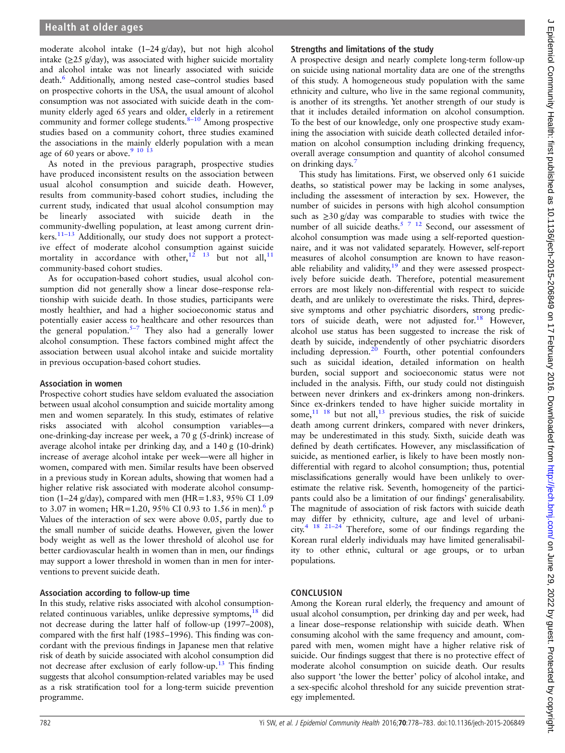moderate alcohol intake (1–24 g/day), but not high alcohol intake (≥25 g/day), was associated with higher suicide mortality and alcohol intake was not linearly associated with suicide death.[6] Additionally, among nested case–control studies based on prospective cohorts in the USA, the usual amount of alcohol consumption was not associated with suicide death in the community elderly aged 65 years and older, elderly in a retirement community and former college students.[8–10] Among prospective studies based on a community cohort, three studies examined the associations in the mainly elderly population with a mean age of 60 years or above.[9 10 13]

As noted in the previous paragraph, prospective studies have produced inconsistent results on the association between usual alcohol consumption and suicide death. However, results from community-based cohort studies, including the current study, indicated that usual alcohol consumption may be linearly associated with suicide death in the community-dwelling population, at least among current drinkers.[11–13] Additionally, our study does not support a protective effect of moderate alcohol consumption against suicide mortality in accordance with other,[12 13] but not all,[11] community-based cohort studies.

As for occupation-based cohort studies, usual alcohol consumption did not generally show a linear dose–response relationship with suicide death. In those studies, participants were mostly healthier, and had a higher socioeconomic status and potentially easier access to healthcare and other resources than the general population.[5–7] They also had a generally lower alcohol consumption. These factors combined might affect the association between usual alcohol intake and suicide mortality in previous occupation-based cohort studies.

### Association in women

Prospective cohort studies have seldom evaluated the association between usual alcohol consumption and suicide mortality among men and women separately. In this study, estimates of relative risks associated with alcohol consumption variables—a one-drinking-day increase per week, a 70 g (5-drink) increase of average alcohol intake per drinking day, and a 140 g (10-drink) increase of average alcohol intake per week—were all higher in women, compared with men. Similar results have been observed in a previous study in Korean adults, showing that women had a higher relative risk associated with moderate alcohol consumption (1–24 g/day), compared with men (HR=1.83, 95% CI 1.09 to 3.07 in women; HR=1.20, 95% CI 0.93 to 1.56 in men).[6] p Values of the interaction of sex were above 0.05, partly due to the small number of suicide deaths. However, given the lower body weight as well as the lower threshold of alcohol use for better cardiovascular health in women than in men, our findings may support a lower threshold in women than in men for interventions to prevent suicide death.

### Association according to follow-up time

In this study, relative risks associated with alcohol consumption-related continuous variables, unlike depressive symptoms,[18] did not decrease during the latter half of follow-up (1997–2008), compared with the first half (1985–1996). This finding was concordant with the previous findings in Japanese men that relative risk of death by suicide associated with alcohol consumption did not decrease after exclusion of early follow-up.[13] This finding suggests that alcohol consumption-related variables may be used as a risk stratification tool for a long-term suicide prevention programme.

### Strengths and limitations of the study

A prospective design and nearly complete long-term follow-up on suicide using national mortality data are one of the strengths of this study. A homogeneous study population with the same ethnicity and culture, who live in the same regional community, is another of its strengths. Yet another strength of our study is that it includes detailed information on alcohol consumption. To the best of our knowledge, only one prospective study examining the association with suicide death collected detailed information on alcohol consumption including drinking frequency, overall average consumption and quantity of alcohol consumed on drinking days.[7]

This study has limitations. First, we observed only 61 suicide deaths, so statistical power may be lacking in some analyses, including the assessment of interaction by sex. However, the number of suicides in persons with high alcohol consumption such as ≥30 g/day was comparable to studies with twice the number of all suicide deaths.[5 7 12] Second, our assessment of alcohol consumption was made using a self-reported questionnaire, and it was not validated separately. However, self-report measures of alcohol consumption are known to have reasonable reliability and validity,[19] and they were assessed prospectively before suicide death. Therefore, potential measurement errors are most likely non-differential with respect to suicide death, and are unlikely to overestimate the risks. Third, depressive symptoms and other psychiatric disorders, strong predictors of suicide death, were not adjusted for.[18] However, alcohol use status has been suggested to increase the risk of death by suicide, independently of other psychiatric disorders including depression.[20] Fourth, other potential confounders such as suicidal ideation, detailed information on health burden, social support and socioeconomic status were not included in the analysis. Fifth, our study could not distinguish between never drinkers and ex-drinkers among non-drinkers. Since ex-drinkers tended to have higher suicide mortality in some,[11 18] but not all,[13] previous studies, the risk of suicide death among current drinkers, compared with never drinkers, may be underestimated in this study. Sixth, suicide death was defined by death certificates. However, any misclassification of suicide, as mentioned earlier, is likely to have been mostly non-differential with regard to alcohol consumption; thus, potential misclassifications generally would have been unlikely to overestimate the relative risk. Seventh, homogeneity of the participants could also be a limitation of our findings' generalisability. The magnitude of association of risk factors with suicide death may differ by ethnicity, culture, age and level of urbanicity.[4 18 21–24] Therefore, some of our findings regarding the Korean rural elderly individuals may have limited generalisability to other ethnic, cultural or age groups, or to urban populations.

## CONCLUSION

Among the Korean rural elderly, the frequency and amount of usual alcohol consumption, per drinking day and per week, had a linear dose–response relationship with suicide death. When consuming alcohol with the same frequency and amount, compared with men, women might have a higher relative risk of suicide. Our findings suggest that there is no protective effect of moderate alcohol consumption on suicide death. Our results also support 'the lower the better' policy of alcohol intake, and a sex-specific alcohol threshold for any suicide prevention strategy implemented.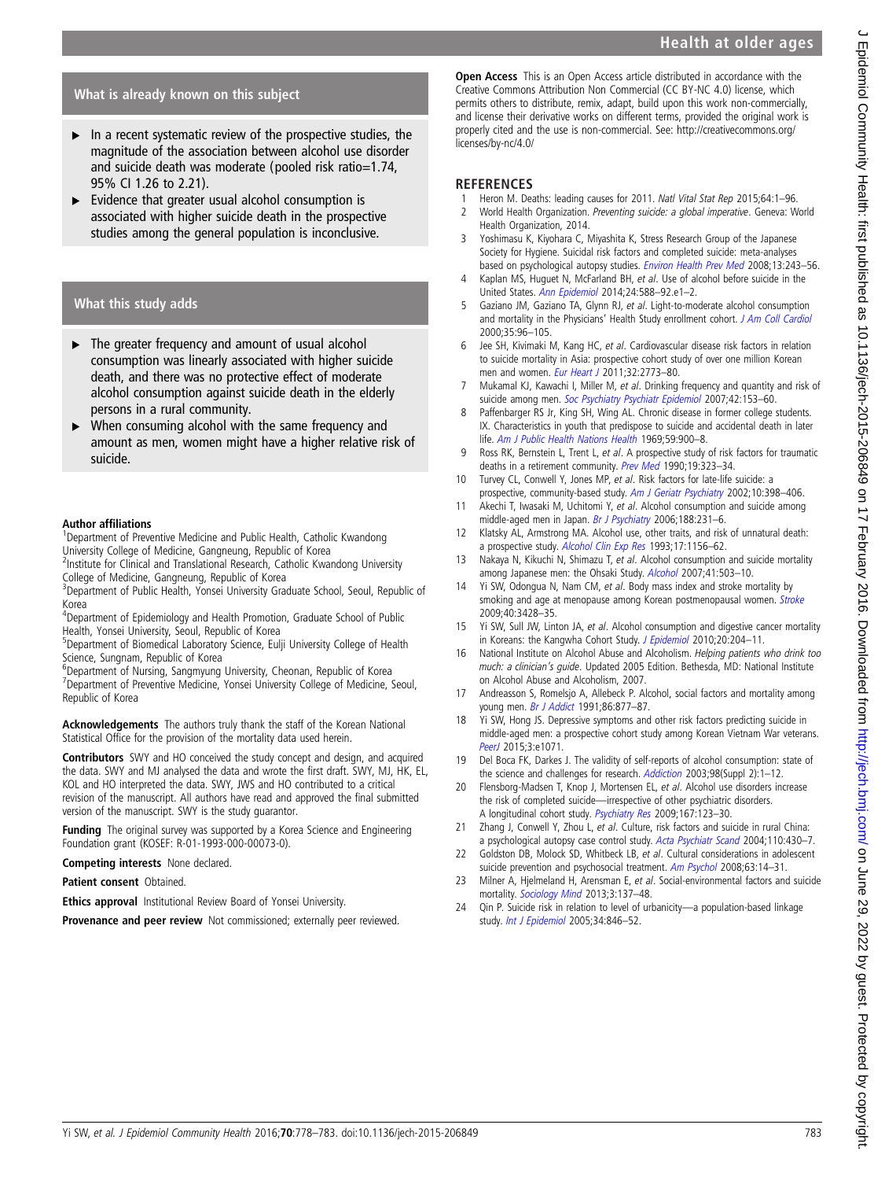## What is already known on this subject

- In a recent systematic review of the prospective studies, the magnitude of the association between alcohol use disorder and suicide death was moderate (pooled risk ratio=1.74, 95% CI 1.26 to 2.21).
- Evidence that greater usual alcohol consumption is associated with higher suicide death in the prospective studies among the general population is inconclusive.

## What this study adds

- The greater frequency and amount of usual alcohol consumption was linearly associated with higher suicide death, and there was no protective effect of moderate alcohol consumption against suicide death in the elderly persons in a rural community.
- When consuming alcohol with the same frequency and amount as men, women might have a higher relative risk of suicide.

**Author affiliations**

[1]Department of Preventive Medicine and Public Health, Catholic Kwandong University College of Medicine, Gangneung, Republic of Korea
[2]Institute for Clinical and Translational Research, Catholic Kwandong University College of Medicine, Gangneung, Republic of Korea
[3]Department of Public Health, Yonsei University Graduate School, Seoul, Republic of Korea
[4]Department of Epidemiology and Health Promotion, Graduate School of Public Health, Yonsei University, Seoul, Republic of Korea
[5]Department of Biomedical Laboratory Science, Eulji University College of Health Science, Sungnam, Republic of Korea
[6]Department of Nursing, Sangmyung University, Cheonan, Republic of Korea
[7]Department of Preventive Medicine, Yonsei University College of Medicine, Seoul, Republic of Korea

**Acknowledgements** The authors truly thank the staff of the Korean National Statistical Office for the provision of the mortality data used herein.

**Contributors** SWY and HO conceived the study concept and design, and acquired the data. SWY and MJ analysed the data and wrote the first draft. SWY, MJ, HK, EL, KOL and HO interpreted the data. SWY, JWS and HO contributed to a critical revision of the manuscript. All authors have read and approved the final submitted version of the manuscript. SWY is the study guarantor.

**Funding** The original survey was supported by a Korea Science and Engineering Foundation grant (KOSEF: R-01-1993-000-00073-0).

**Competing interests** None declared.

**Patient consent** Obtained.

**Ethics approval** Institutional Review Board of Yonsei University.

**Provenance and peer review** Not commissioned; externally peer reviewed.

**Open Access** This is an Open Access article distributed in accordance with the Creative Commons Attribution Non Commercial (CC BY-NC 4.0) license, which permits others to distribute, remix, adapt, build upon this work non-commercially, and license their derivative works on different terms, provided the original work is properly cited and the use is non-commercial. See: http://creativecommons.org/licenses/by-nc/4.0/

## REFERENCES

1. Heron M. Deaths: leading causes for 2011. *Natl Vital Stat Rep* 2015;64:1–96.
2. World Health Organization. *Preventing suicide: a global imperative*. Geneva: World Health Organization, 2014.
3. Yoshimasu K, Kiyohara C, Miyashita K, Stress Research Group of the Japanese Society for Hygiene. Suicidal risk factors and completed suicide: meta-analyses based on psychological autopsy studies. *Environ Health Prev Med* 2008;13:243–56.
4. Kaplan MS, Huguet N, McFarland BH, *et al*. Use of alcohol before suicide in the United States. *Ann Epidemiol* 2014;24:588–92.e1–2.
5. Gaziano JM, Gaziano TA, Glynn RJ, *et al*. Light-to-moderate alcohol consumption and mortality in the Physicians' Health Study enrollment cohort. *J Am Coll Cardiol* 2000;35:96–105.
6. Jee SH, Kivimaki M, Kang HC, *et al*. Cardiovascular disease risk factors in relation to suicide mortality in Asia: prospective cohort study of over one million Korean men and women. *Eur Heart J* 2011;32:2773–80.
7. Mukamal KJ, Kawachi I, Miller M, *et al*. Drinking frequency and quantity and risk of suicide among men. *Soc Psychiatry Psychiatr Epidemiol* 2007;42:153–60.
8. Paffenbarger RS Jr, King SH, Wing AL. Chronic disease in former college students. IX. Characteristics in youth that predispose to suicide and accidental death in later life. *Am J Public Health Nations Health* 1969;59:900–8.
9. Ross RK, Bernstein L, Trent L, *et al*. A prospective study of risk factors for traumatic deaths in a retirement community. *Prev Med* 1990;19:323–34.
10. Turvey CL, Conwell Y, Jones MP, *et al*. Risk factors for late-life suicide: a prospective, community-based study. *Am J Geriatr Psychiatry* 2002;10:398–406.
11. Akechi T, Iwasaki M, Uchitomi Y, *et al*. Alcohol consumption and suicide among middle-aged men in Japan. *Br J Psychiatry* 2006;188:231–6.
12. Klatsky AL, Armstrong MA. Alcohol use, other traits, and risk of unnatural death: a prospective study. *Alcohol Clin Exp Res* 1993;17:1156–62.
13. Nakaya N, Kikuchi N, Shimazu T, *et al*. Alcohol consumption and suicide mortality among Japanese men: the Ohsaki Study. *Alcohol* 2007;41:503–10.
14. Yi SW, Odongua N, Nam CM, *et al*. Body mass index and stroke mortality by smoking and age at menopause among Korean postmenopausal women. *Stroke* 2009;40:3428–35.
15. Yi SW, Sull JW, Linton JA, *et al*. Alcohol consumption and digestive cancer mortality in Koreans: the Kangwha Cohort Study. *J Epidemiol* 2010;20:204–11.
16. National Institute on Alcohol Abuse and Alcoholism. *Helping patients who drink too much: a clinician's guide*. Updated 2005 Edition. Bethesda, MD: National Institute on Alcohol Abuse and Alcoholism, 2007.
17. Andreasson S, Romelsjo A, Allebeck P. Alcohol, social factors and mortality among young men. *Br J Addict* 1991;86:877–87.
18. Yi SW, Hong JS. Depressive symptoms and other risk factors predicting suicide in middle-aged men: a prospective cohort study among Korean Vietnam War veterans. *PeerJ* 2015;3:e1071.
19. Del Boca FK, Darkes J. The validity of self-reports of alcohol consumption: state of the science and challenges for research. *Addiction* 2003;98(Suppl 2):1–12.
20. Flensborg-Madsen T, Knop J, Mortensen EL, *et al*. Alcohol use disorders increase the risk of completed suicide—irrespective of other psychiatric disorders. A longitudinal cohort study. *Psychiatry Res* 2009;167:123–30.
21. Zhang J, Conwell Y, Zhou L, *et al*. Culture, risk factors and suicide in rural China: a psychological autopsy case control study. *Acta Psychiatr Scand* 2004;110:430–7.
22. Goldston DB, Molock SD, Whitbeck LB, *et al*. Cultural considerations in adolescent suicide prevention and psychosocial treatment. *Am Psychol* 2008;63:14–31.
23. Milner A, Hjelmeland H, Arensman E, *et al*. Social-environmental factors and suicide mortality. *Sociology Mind* 2013;3:137–48.
24. Qin P. Suicide risk in relation to level of urbanicity—a population-based linkage study. *Int J Epidemiol* 2005;34:846–52.